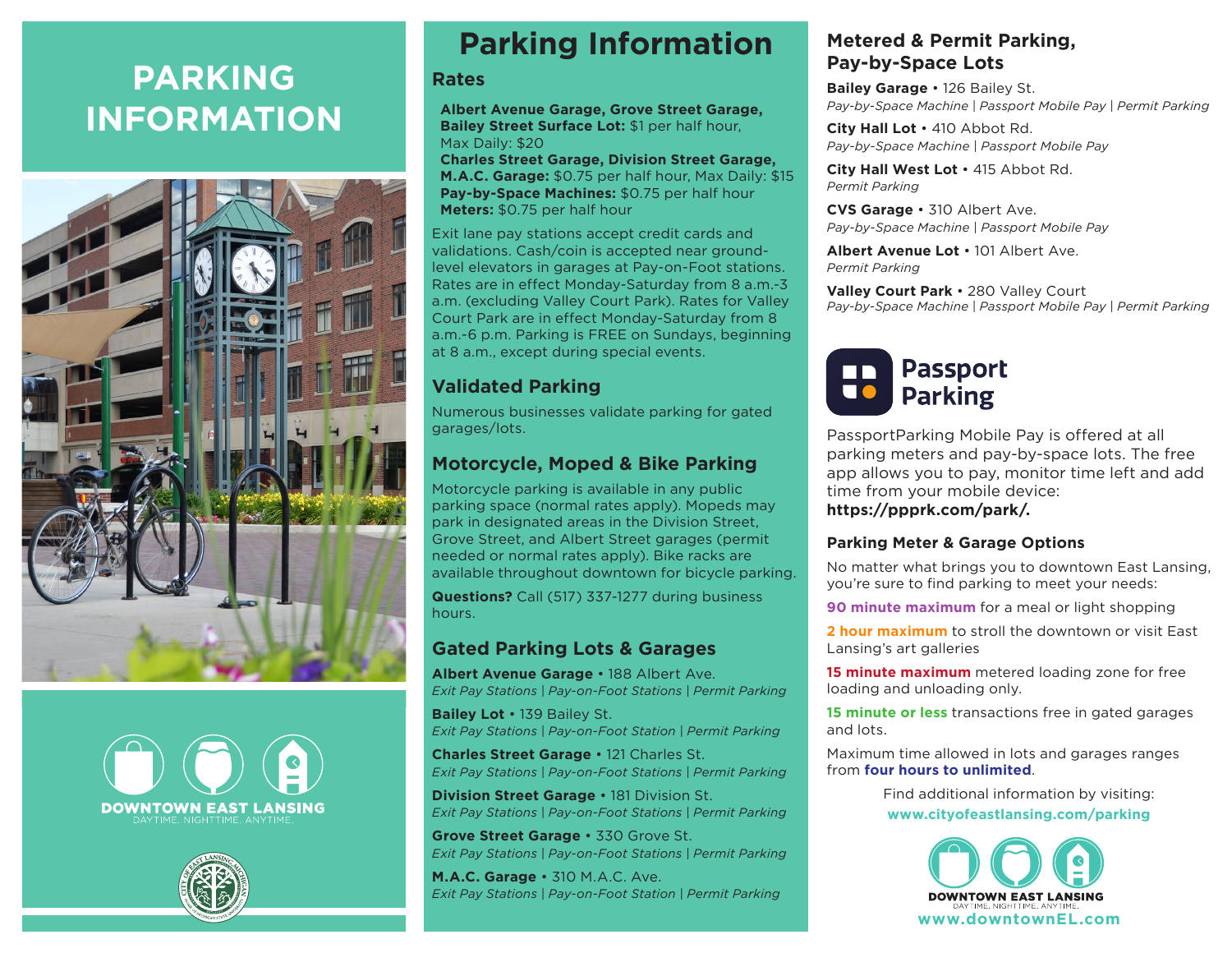# PARKING INFORMATION

DOWNTOWN EAST LANSING
DAYTIME. NIGHTTIME. ANYTIME.

# Parking Information

## Rates

**Albert Avenue Garage, Grove Street Garage, Bailey Street Surface Lot:** $1 per half hour, Max Daily: $20
**Charles Street Garage, Division Street Garage, M.A.C. Garage:** $0.75 per half hour, Max Daily: $15
**Pay-by-Space Machines:** $0.75 per half hour
**Meters:** $0.75 per half hour

Exit lane pay stations accept credit cards and validations. Cash/coin is accepted near ground-level elevators in garages at Pay-on-Foot stations. Rates are in effect Monday-Saturday from 8 a.m.-3 a.m. (excluding Valley Court Park). Rates for Valley Court Park are in effect Monday-Saturday from 8 a.m.-6 p.m. Parking is FREE on Sundays, beginning at 8 a.m., except during special events.

## Validated Parking

Numerous businesses validate parking for gated garages/lots.

## Motorcycle, Moped & Bike Parking

Motorcycle parking is available in any public parking space (normal rates apply). Mopeds may park in designated areas in the Division Street, Grove Street, and Albert Street garages (permit needed or normal rates apply). Bike racks are available throughout downtown for bicycle parking.

**Questions?** Call (517) 337-1277 during business hours.

## Gated Parking Lots & Garages

**Albert Avenue Garage** • 188 Albert Ave.
*Exit Pay Stations | Pay-on-Foot Stations | Permit Parking*

**Bailey Lot** • 139 Bailey St.
*Exit Pay Stations | Pay-on-Foot Station | Permit Parking*

**Charles Street Garage** • 121 Charles St.
*Exit Pay Stations | Pay-on-Foot Stations | Permit Parking*

**Division Street Garage** • 181 Division St.
*Exit Pay Stations | Pay-on-Foot Stations | Permit Parking*

**Grove Street Garage** • 330 Grove St.
*Exit Pay Stations | Pay-on-Foot Stations | Permit Parking*

**M.A.C. Garage** • 310 M.A.C. Ave.
*Exit Pay Stations | Pay-on-Foot Station | Permit Parking*

## Metered & Permit Parking, Pay-by-Space Lots

**Bailey Garage** • 126 Bailey St.
*Pay-by-Space Machine | Passport Mobile Pay | Permit Parking*

**City Hall Lot** • 410 Abbot Rd.
*Pay-by-Space Machine | Passport Mobile Pay*

**City Hall West Lot** • 415 Abbot Rd.
*Permit Parking*

**CVS Garage** • 310 Albert Ave.
*Pay-by-Space Machine | Passport Mobile Pay*

**Albert Avenue Lot** • 101 Albert Ave.
*Permit Parking*

**Valley Court Park** • 280 Valley Court
*Pay-by-Space Machine | Passport Mobile Pay | Permit Parking*

Passport Parking

PassportParking Mobile Pay is offered at all parking meters and pay-by-space lots. The free app allows you to pay, monitor time left and add time from your mobile device: **https://ppprk.com/park/.**

### Parking Meter & Garage Options

No matter what brings you to downtown East Lansing, you're sure to find parking to meet your needs:

**90 minute maximum** for a meal or light shopping

**2 hour maximum** to stroll the downtown or visit East Lansing's art galleries

**15 minute maximum** metered loading zone for free loading and unloading only.

**15 minute or less** transactions free in gated garages and lots.

Maximum time allowed in lots and garages ranges from **four hours to unlimited**.

Find additional information by visiting:
**www.cityofeastlansing.com/parking**

DOWNTOWN EAST LANSING
DAYTIME. NIGHTTIME. ANYTIME.
**www.downtownEL.com**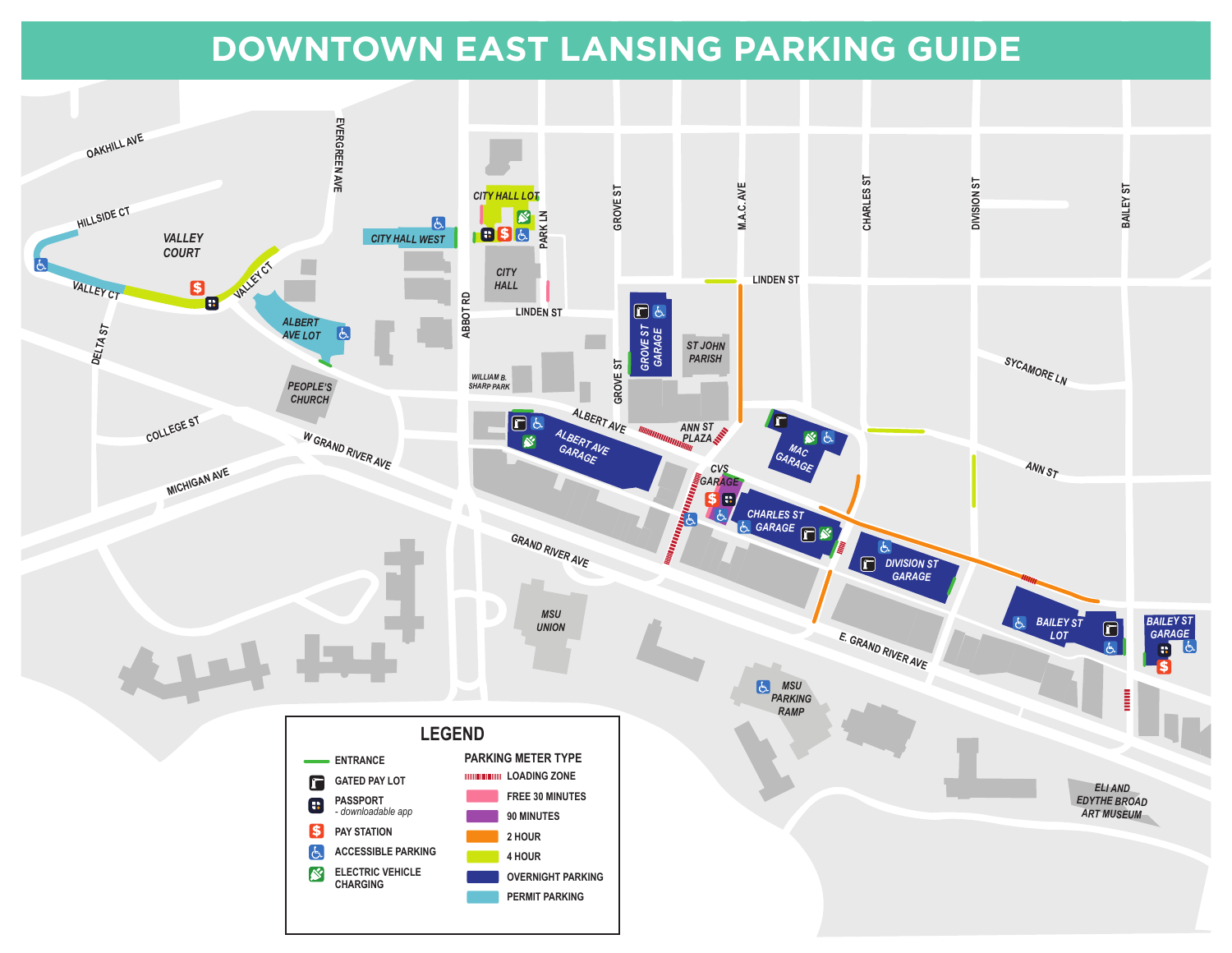# DOWNTOWN EAST LANSING PARKING GUIDE

OAKHILL AVE
HILLSIDE CT
VALLEY COURT
VALLEY CT
DELTA ST
EVERGREEN AVE
ALBERT AVE LOT
PEOPLE'S CHURCH
COLLEGE ST
MICHIGAN AVE
W GRAND RIVER AVE
CITY HALL WEST
CITY HALL LOT
PARK LN
CITY HALL
ABBOT RD
LINDEN ST
WILLIAM B. SHARP PARK
GROVE ST
GROVE ST GARAGE
ST JOHN PARISH
M.A.C. AVE
CHARLES ST
DIVISION ST
BAILEY ST
LINDEN ST
SYCAMORE LN
ALBERT AVE
ALBERT AVE GARAGE
ANN ST PLAZA
MAC GARAGE
ANN ST
CVS GARAGE
CHARLES ST GARAGE
DIVISION ST GARAGE
BAILEY ST LOT
BAILEY ST GARAGE
GRAND RIVER AVE
MSU UNION
E. GRAND RIVER AVE
MSU PARKING RAMP
ELI AND EDYTHE BROAD ART MUSEUM

## LEGEND

- ENTRANCE
- GATED PAY LOT
- PASSPORT - downloadable app
- PAY STATION
- ACCESSIBLE PARKING
- ELECTRIC VEHICLE CHARGING

**PARKING METER TYPE**

- LOADING ZONE
- FREE 30 MINUTES
- 90 MINUTES
- 2 HOUR
- 4 HOUR
- OVERNIGHT PARKING
- PERMIT PARKING